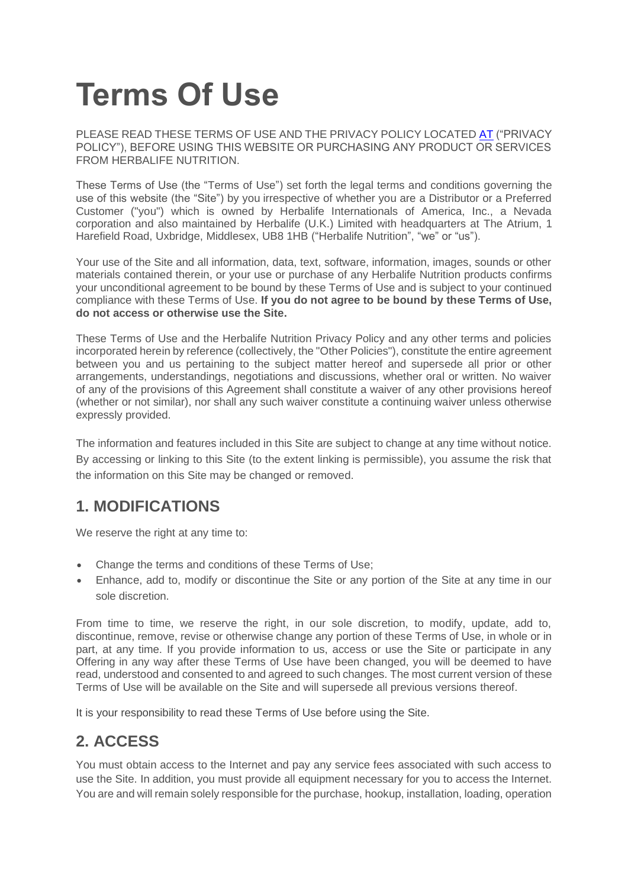# Terms Of Use

PLEASE READ THESE TERMS OF USE AND THE PRIVACY POLICY LOCATED AT ("PRIVACY POLICY"), BEFORE USING THIS WEBSITE OR PURCHASING ANY PRODUCT OR SERVICES FROM HERBALIFE NUTRITION.

These Terms of Use (the "Terms of Use") set forth the legal terms and conditions governing the use of this website (the "Site") by you irrespective of whether you are a Distributor or a Preferred Customer ("you") which is owned by Herbalife Internationals of America, Inc., a Nevada corporation and also maintained by Herbalife (U.K.) Limited with headquarters at The Atrium, 1 Harefield Road, Uxbridge, Middlesex, UB8 1HB ("Herbalife Nutrition", "we" or "us").

Your use of the Site and all information, data, text, software, information, images, sounds or other materials contained therein, or your use or purchase of any Herbalife Nutrition products confirms your unconditional agreement to be bound by these Terms of Use and is subject to your continued compliance with these Terms of Use. **If you do not agree to be bound by these Terms of Use, do not access or otherwise use the Site.**

These Terms of Use and the Herbalife Nutrition Privacy Policy and any other terms and policies incorporated herein by reference (collectively, the "Other Policies"), constitute the entire agreement between you and us pertaining to the subject matter hereof and supersede all prior or other arrangements, understandings, negotiations and discussions, whether oral or written. No waiver of any of the provisions of this Agreement shall constitute a waiver of any other provisions hereof (whether or not similar), nor shall any such waiver constitute a continuing waiver unless otherwise expressly provided.

The information and features included in this Site are subject to change at any time without notice. By accessing or linking to this Site (to the extent linking is permissible), you assume the risk that the information on this Site may be changed or removed.

## 1. MODIFICATIONS

We reserve the right at any time to:

- Change the terms and conditions of these Terms of Use;
- Enhance, add to, modify or discontinue the Site or any portion of the Site at any time in our sole discretion.

From time to time, we reserve the right, in our sole discretion, to modify, update, add to, discontinue, remove, revise or otherwise change any portion of these Terms of Use, in whole or in part, at any time. If you provide information to us, access or use the Site or participate in any Offering in any way after these Terms of Use have been changed, you will be deemed to have read, understood and consented to and agreed to such changes. The most current version of these Terms of Use will be available on the Site and will supersede all previous versions thereof.

It is your responsibility to read these Terms of Use before using the Site.

## 2. ACCESS

You must obtain access to the Internet and pay any service fees associated with such access to use the Site. In addition, you must provide all equipment necessary for you to access the Internet. You are and will remain solely responsible for the purchase, hookup, installation, loading, operation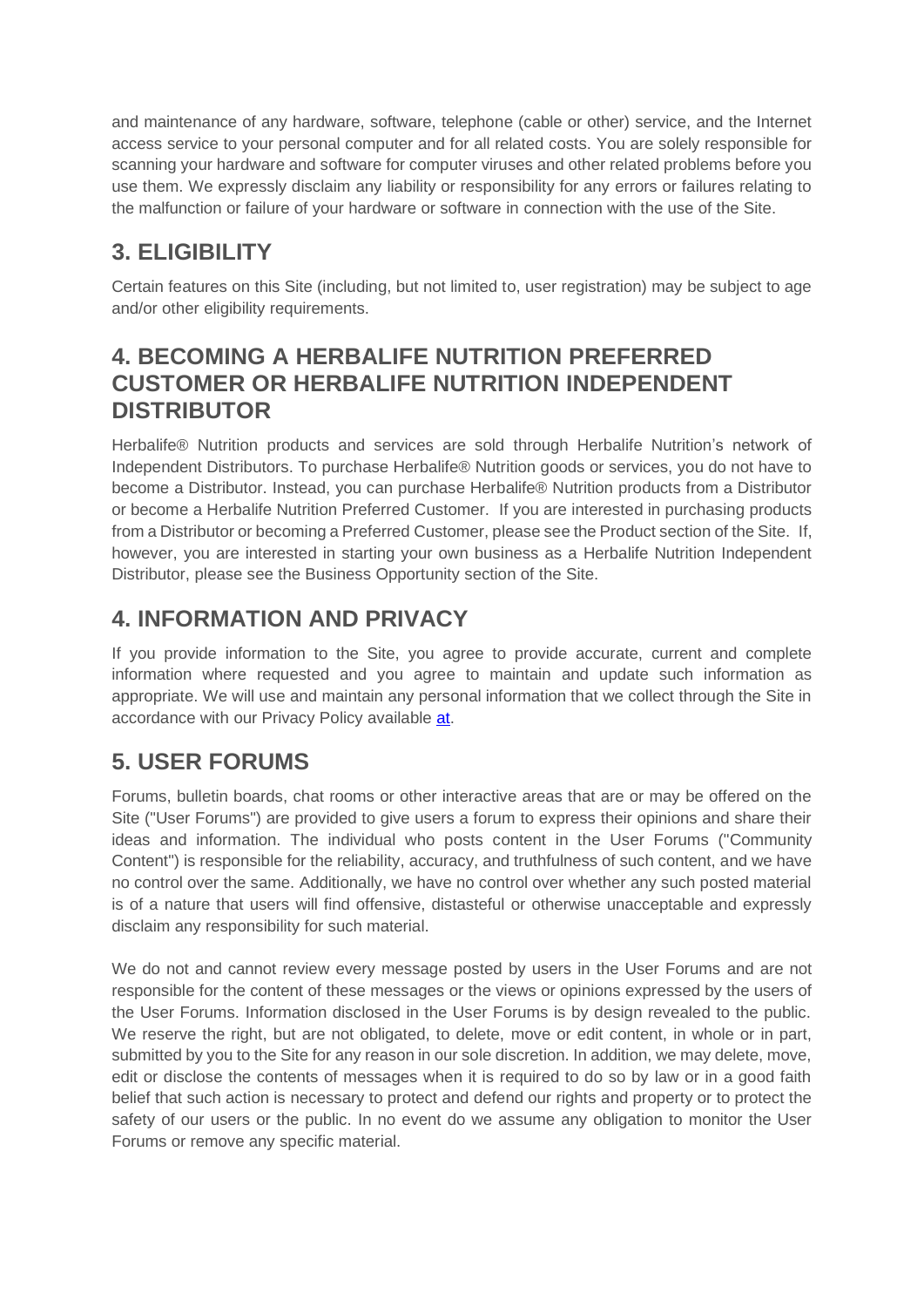and maintenance of any hardware, software, telephone (cable or other) service, and the Internet access service to your personal computer and for all related costs. You are solely responsible for scanning your hardware and software for computer viruses and other related problems before you use them. We expressly disclaim any liability or responsibility for any errors or failures relating to the malfunction or failure of your hardware or software in connection with the use of the Site.

## 3. ELIGIBILITY

Certain features on this Site (including, but not limited to, user registration) may be subject to age and/or other eligibility requirements.

## 4. BECOMING A HERBALIFE NUTRITION PREFERRED CUSTOMER OR HERBALIFE NUTRITION INDEPENDENT DISTRIBUTOR

Herbalife® Nutrition products and services are sold through Herbalife Nutrition's network of Independent Distributors. To purchase Herbalife® Nutrition goods or services, you do not have to become a Distributor. Instead, you can purchase Herbalife® Nutrition products from a Distributor or become a Herbalife Nutrition Preferred Customer. If you are interested in purchasing products from a Distributor or becoming a Preferred Customer, please see the Product section of the Site. If, however, you are interested in starting your own business as a Herbalife Nutrition Independent Distributor, please see the Business Opportunity section of the Site.

## 4. INFORMATION AND PRIVACY

If you provide information to the Site, you agree to provide accurate, current and complete information where requested and you agree to maintain and update such information as appropriate. We will use and maintain any personal information that we collect through the Site in accordance with our Privacy Policy available at.

## 5. USER FORUMS

Forums, bulletin boards, chat rooms or other interactive areas that are or may be offered on the Site ("User Forums") are provided to give users a forum to express their opinions and share their ideas and information. The individual who posts content in the User Forums ("Community Content") is responsible for the reliability, accuracy, and truthfulness of such content, and we have no control over the same. Additionally, we have no control over whether any such posted material is of a nature that users will find offensive, distasteful or otherwise unacceptable and expressly disclaim any responsibility for such material.

We do not and cannot review every message posted by users in the User Forums and are not responsible for the content of these messages or the views or opinions expressed by the users of the User Forums. Information disclosed in the User Forums is by design revealed to the public. We reserve the right, but are not obligated, to delete, move or edit content, in whole or in part, submitted by you to the Site for any reason in our sole discretion. In addition, we may delete, move, edit or disclose the contents of messages when it is required to do so by law or in a good faith belief that such action is necessary to protect and defend our rights and property or to protect the safety of our users or the public. In no event do we assume any obligation to monitor the User Forums or remove any specific material.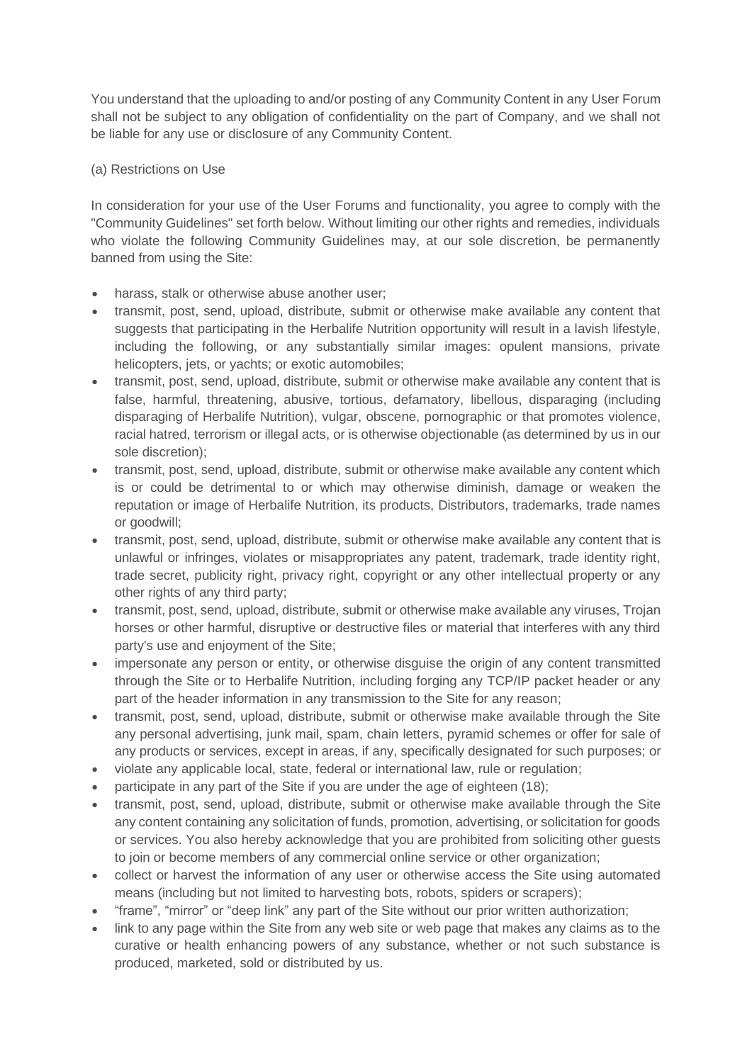You understand that the uploading to and/or posting of any Community Content in any User Forum shall not be subject to any obligation of confidentiality on the part of Company, and we shall not be liable for any use or disclosure of any Community Content.

(a) Restrictions on Use

In consideration for your use of the User Forums and functionality, you agree to comply with the "Community Guidelines" set forth below. Without limiting our other rights and remedies, individuals who violate the following Community Guidelines may, at our sole discretion, be permanently banned from using the Site:

- harass, stalk or otherwise abuse another user;
- transmit, post, send, upload, distribute, submit or otherwise make available any content that suggests that participating in the Herbalife Nutrition opportunity will result in a lavish lifestyle, including the following, or any substantially similar images: opulent mansions, private helicopters, jets, or yachts; or exotic automobiles;
- transmit, post, send, upload, distribute, submit or otherwise make available any content that is false, harmful, threatening, abusive, tortious, defamatory, libellous, disparaging (including disparaging of Herbalife Nutrition), vulgar, obscene, pornographic or that promotes violence, racial hatred, terrorism or illegal acts, or is otherwise objectionable (as determined by us in our sole discretion);
- transmit, post, send, upload, distribute, submit or otherwise make available any content which is or could be detrimental to or which may otherwise diminish, damage or weaken the reputation or image of Herbalife Nutrition, its products, Distributors, trademarks, trade names or goodwill;
- transmit, post, send, upload, distribute, submit or otherwise make available any content that is unlawful or infringes, violates or misappropriates any patent, trademark, trade identity right, trade secret, publicity right, privacy right, copyright or any other intellectual property or any other rights of any third party;
- transmit, post, send, upload, distribute, submit or otherwise make available any viruses, Trojan horses or other harmful, disruptive or destructive files or material that interferes with any third party's use and enjoyment of the Site;
- impersonate any person or entity, or otherwise disguise the origin of any content transmitted through the Site or to Herbalife Nutrition, including forging any TCP/IP packet header or any part of the header information in any transmission to the Site for any reason;
- transmit, post, send, upload, distribute, submit or otherwise make available through the Site any personal advertising, junk mail, spam, chain letters, pyramid schemes or offer for sale of any products or services, except in areas, if any, specifically designated for such purposes; or
- violate any applicable local, state, federal or international law, rule or regulation;
- participate in any part of the Site if you are under the age of eighteen (18);
- transmit, post, send, upload, distribute, submit or otherwise make available through the Site any content containing any solicitation of funds, promotion, advertising, or solicitation for goods or services. You also hereby acknowledge that you are prohibited from soliciting other guests to join or become members of any commercial online service or other organization;
- collect or harvest the information of any user or otherwise access the Site using automated means (including but not limited to harvesting bots, robots, spiders or scrapers);
- "frame", "mirror" or "deep link" any part of the Site without our prior written authorization;
- link to any page within the Site from any web site or web page that makes any claims as to the curative or health enhancing powers of any substance, whether or not such substance is produced, marketed, sold or distributed by us.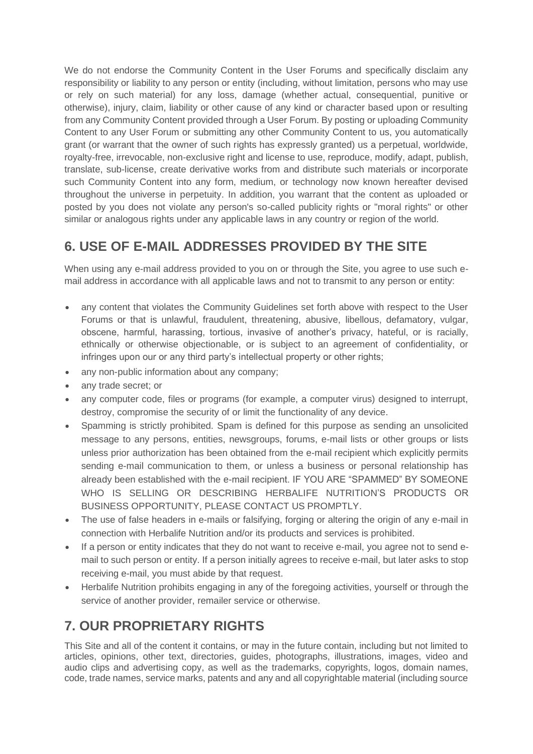We do not endorse the Community Content in the User Forums and specifically disclaim any responsibility or liability to any person or entity (including, without limitation, persons who may use or rely on such material) for any loss, damage (whether actual, consequential, punitive or otherwise), injury, claim, liability or other cause of any kind or character based upon or resulting from any Community Content provided through a User Forum. By posting or uploading Community Content to any User Forum or submitting any other Community Content to us, you automatically grant (or warrant that the owner of such rights has expressly granted) us a perpetual, worldwide, royalty-free, irrevocable, non-exclusive right and license to use, reproduce, modify, adapt, publish, translate, sub-license, create derivative works from and distribute such materials or incorporate such Community Content into any form, medium, or technology now known hereafter devised throughout the universe in perpetuity. In addition, you warrant that the content as uploaded or posted by you does not violate any person's so-called publicity rights or "moral rights" or other similar or analogous rights under any applicable laws in any country or region of the world.

## 6. USE OF E-MAIL ADDRESSES PROVIDED BY THE SITE

When using any e-mail address provided to you on or through the Site, you agree to use such e-mail address in accordance with all applicable laws and not to transmit to any person or entity:

- any content that violates the Community Guidelines set forth above with respect to the User Forums or that is unlawful, fraudulent, threatening, abusive, libellous, defamatory, vulgar, obscene, harmful, harassing, tortious, invasive of another's privacy, hateful, or is racially, ethnically or otherwise objectionable, or is subject to an agreement of confidentiality, or infringes upon our or any third party's intellectual property or other rights;
- any non-public information about any company;
- any trade secret; or
- any computer code, files or programs (for example, a computer virus) designed to interrupt, destroy, compromise the security of or limit the functionality of any device.
- Spamming is strictly prohibited. Spam is defined for this purpose as sending an unsolicited message to any persons, entities, newsgroups, forums, e-mail lists or other groups or lists unless prior authorization has been obtained from the e-mail recipient which explicitly permits sending e-mail communication to them, or unless a business or personal relationship has already been established with the e-mail recipient. IF YOU ARE "SPAMMED" BY SOMEONE WHO IS SELLING OR DESCRIBING HERBALIFE NUTRITION'S PRODUCTS OR BUSINESS OPPORTUNITY, PLEASE CONTACT US PROMPTLY.
- The use of false headers in e-mails or falsifying, forging or altering the origin of any e-mail in connection with Herbalife Nutrition and/or its products and services is prohibited.
- If a person or entity indicates that they do not want to receive e-mail, you agree not to send e-mail to such person or entity. If a person initially agrees to receive e-mail, but later asks to stop receiving e-mail, you must abide by that request.
- Herbalife Nutrition prohibits engaging in any of the foregoing activities, yourself or through the service of another provider, remailer service or otherwise.

## 7. OUR PROPRIETARY RIGHTS

This Site and all of the content it contains, or may in the future contain, including but not limited to articles, opinions, other text, directories, guides, photographs, illustrations, images, video and audio clips and advertising copy, as well as the trademarks, copyrights, logos, domain names, code, trade names, service marks, patents and any and all copyrightable material (including source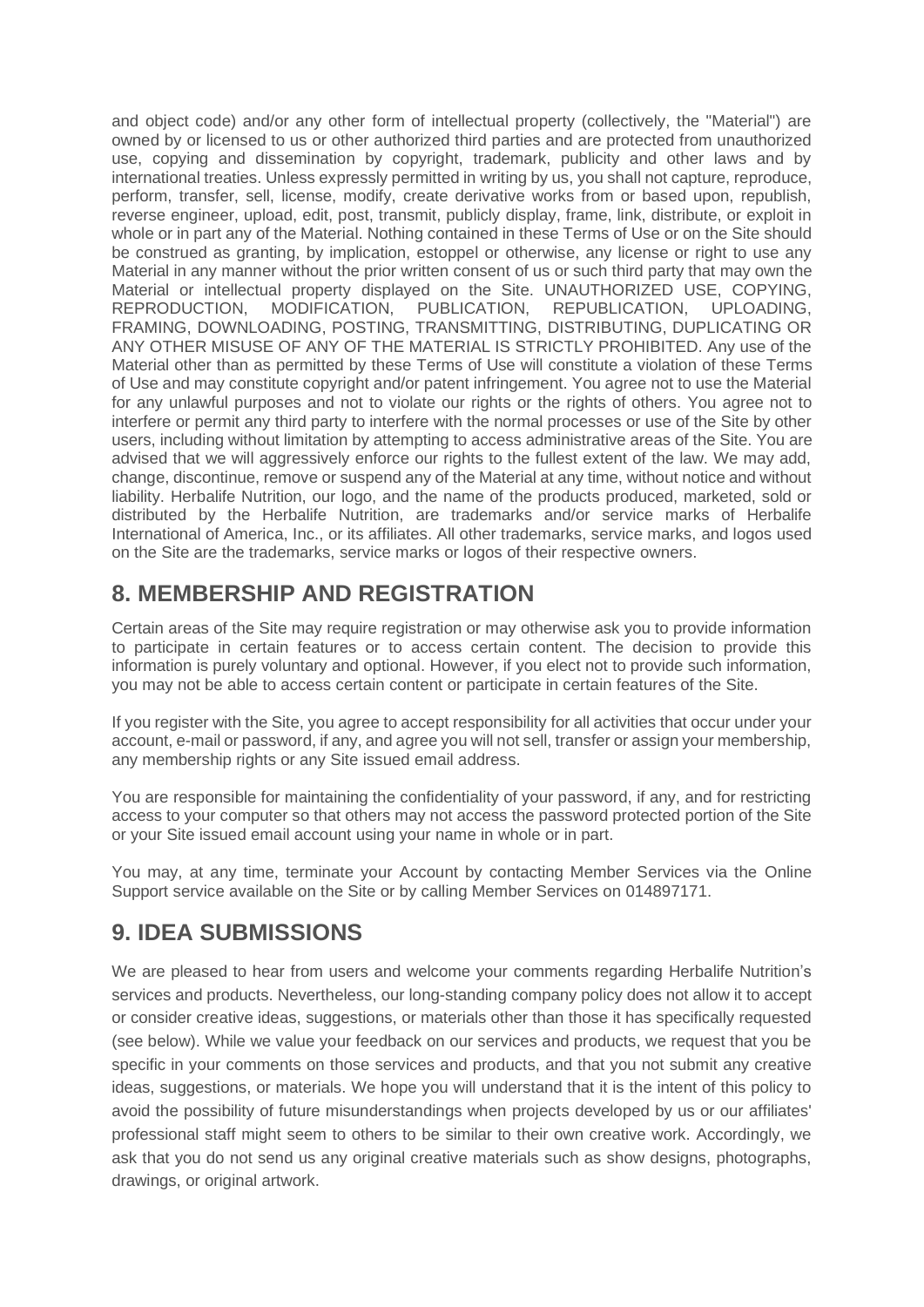and object code) and/or any other form of intellectual property (collectively, the "Material") are owned by or licensed to us or other authorized third parties and are protected from unauthorized use, copying and dissemination by copyright, trademark, publicity and other laws and by international treaties. Unless expressly permitted in writing by us, you shall not capture, reproduce, perform, transfer, sell, license, modify, create derivative works from or based upon, republish, reverse engineer, upload, edit, post, transmit, publicly display, frame, link, distribute, or exploit in whole or in part any of the Material. Nothing contained in these Terms of Use or on the Site should be construed as granting, by implication, estoppel or otherwise, any license or right to use any Material in any manner without the prior written consent of us or such third party that may own the Material or intellectual property displayed on the Site. UNAUTHORIZED USE, COPYING, REPRODUCTION, MODIFICATION, PUBLICATION, REPUBLICATION, UPLOADING, FRAMING, DOWNLOADING, POSTING, TRANSMITTING, DISTRIBUTING, DUPLICATING OR ANY OTHER MISUSE OF ANY OF THE MATERIAL IS STRICTLY PROHIBITED. Any use of the Material other than as permitted by these Terms of Use will constitute a violation of these Terms of Use and may constitute copyright and/or patent infringement. You agree not to use the Material for any unlawful purposes and not to violate our rights or the rights of others. You agree not to interfere or permit any third party to interfere with the normal processes or use of the Site by other users, including without limitation by attempting to access administrative areas of the Site. You are advised that we will aggressively enforce our rights to the fullest extent of the law. We may add, change, discontinue, remove or suspend any of the Material at any time, without notice and without liability. Herbalife Nutrition, our logo, and the name of the products produced, marketed, sold or distributed by the Herbalife Nutrition, are trademarks and/or service marks of Herbalife International of America, Inc., or its affiliates. All other trademarks, service marks, and logos used on the Site are the trademarks, service marks or logos of their respective owners.

## 8. MEMBERSHIP AND REGISTRATION

Certain areas of the Site may require registration or may otherwise ask you to provide information to participate in certain features or to access certain content. The decision to provide this information is purely voluntary and optional. However, if you elect not to provide such information, you may not be able to access certain content or participate in certain features of the Site.

If you register with the Site, you agree to accept responsibility for all activities that occur under your account, e-mail or password, if any, and agree you will not sell, transfer or assign your membership, any membership rights or any Site issued email address.

You are responsible for maintaining the confidentiality of your password, if any, and for restricting access to your computer so that others may not access the password protected portion of the Site or your Site issued email account using your name in whole or in part.

You may, at any time, terminate your Account by contacting Member Services via the Online Support service available on the Site or by calling Member Services on 014897171.

## 9. IDEA SUBMISSIONS

We are pleased to hear from users and welcome your comments regarding Herbalife Nutrition's services and products. Nevertheless, our long-standing company policy does not allow it to accept or consider creative ideas, suggestions, or materials other than those it has specifically requested (see below). While we value your feedback on our services and products, we request that you be specific in your comments on those services and products, and that you not submit any creative ideas, suggestions, or materials. We hope you will understand that it is the intent of this policy to avoid the possibility of future misunderstandings when projects developed by us or our affiliates' professional staff might seem to others to be similar to their own creative work. Accordingly, we ask that you do not send us any original creative materials such as show designs, photographs, drawings, or original artwork.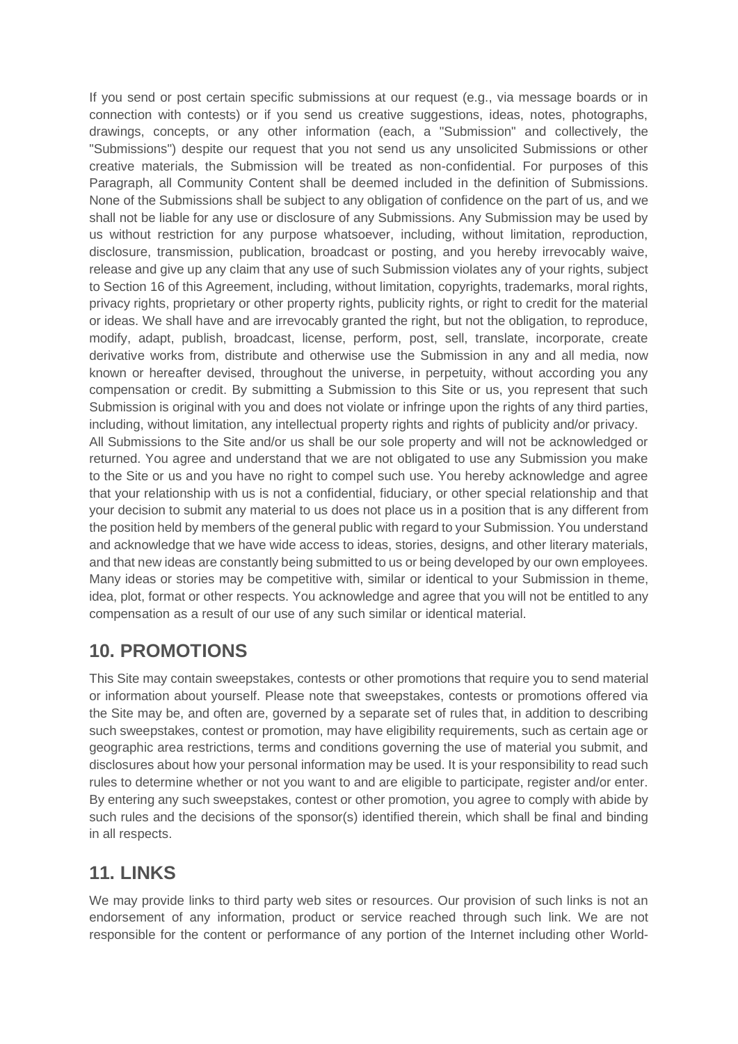If you send or post certain specific submissions at our request (e.g., via message boards or in connection with contests) or if you send us creative suggestions, ideas, notes, photographs, drawings, concepts, or any other information (each, a "Submission" and collectively, the "Submissions") despite our request that you not send us any unsolicited Submissions or other creative materials, the Submission will be treated as non-confidential. For purposes of this Paragraph, all Community Content shall be deemed included in the definition of Submissions. None of the Submissions shall be subject to any obligation of confidence on the part of us, and we shall not be liable for any use or disclosure of any Submissions. Any Submission may be used by us without restriction for any purpose whatsoever, including, without limitation, reproduction, disclosure, transmission, publication, broadcast or posting, and you hereby irrevocably waive, release and give up any claim that any use of such Submission violates any of your rights, subject to Section 16 of this Agreement, including, without limitation, copyrights, trademarks, moral rights, privacy rights, proprietary or other property rights, publicity rights, or right to credit for the material or ideas. We shall have and are irrevocably granted the right, but not the obligation, to reproduce, modify, adapt, publish, broadcast, license, perform, post, sell, translate, incorporate, create derivative works from, distribute and otherwise use the Submission in any and all media, now known or hereafter devised, throughout the universe, in perpetuity, without according you any compensation or credit. By submitting a Submission to this Site or us, you represent that such Submission is original with you and does not violate or infringe upon the rights of any third parties, including, without limitation, any intellectual property rights and rights of publicity and/or privacy.

All Submissions to the Site and/or us shall be our sole property and will not be acknowledged or returned. You agree and understand that we are not obligated to use any Submission you make to the Site or us and you have no right to compel such use. You hereby acknowledge and agree that your relationship with us is not a confidential, fiduciary, or other special relationship and that your decision to submit any material to us does not place us in a position that is any different from the position held by members of the general public with regard to your Submission. You understand and acknowledge that we have wide access to ideas, stories, designs, and other literary materials, and that new ideas are constantly being submitted to us or being developed by our own employees. Many ideas or stories may be competitive with, similar or identical to your Submission in theme, idea, plot, format or other respects. You acknowledge and agree that you will not be entitled to any compensation as a result of our use of any such similar or identical material.

## 10. PROMOTIONS

This Site may contain sweepstakes, contests or other promotions that require you to send material or information about yourself. Please note that sweepstakes, contests or promotions offered via the Site may be, and often are, governed by a separate set of rules that, in addition to describing such sweepstakes, contest or promotion, may have eligibility requirements, such as certain age or geographic area restrictions, terms and conditions governing the use of material you submit, and disclosures about how your personal information may be used. It is your responsibility to read such rules to determine whether or not you want to and are eligible to participate, register and/or enter. By entering any such sweepstakes, contest or other promotion, you agree to comply with abide by such rules and the decisions of the sponsor(s) identified therein, which shall be final and binding in all respects.

## 11. LINKS

We may provide links to third party web sites or resources. Our provision of such links is not an endorsement of any information, product or service reached through such link. We are not responsible for the content or performance of any portion of the Internet including other World-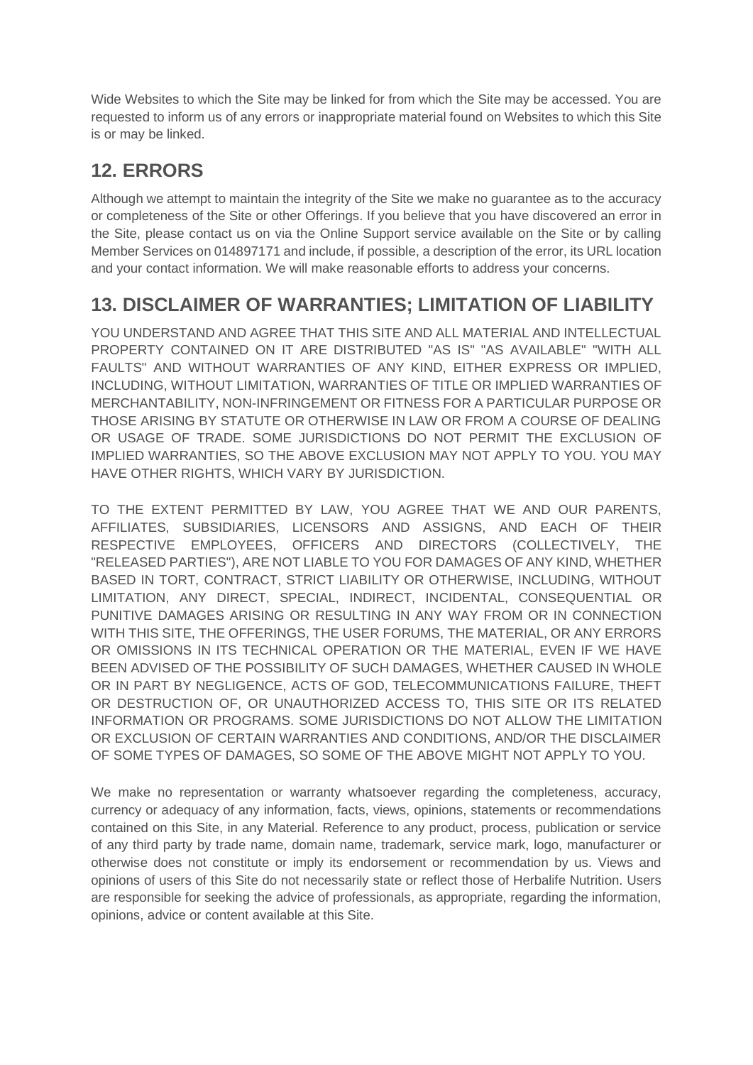Wide Websites to which the Site may be linked for from which the Site may be accessed. You are requested to inform us of any errors or inappropriate material found on Websites to which this Site is or may be linked.

## 12. ERRORS

Although we attempt to maintain the integrity of the Site we make no guarantee as to the accuracy or completeness of the Site or other Offerings. If you believe that you have discovered an error in the Site, please contact us on via the Online Support service available on the Site or by calling Member Services on 014897171 and include, if possible, a description of the error, its URL location and your contact information. We will make reasonable efforts to address your concerns.

## 13. DISCLAIMER OF WARRANTIES; LIMITATION OF LIABILITY

YOU UNDERSTAND AND AGREE THAT THIS SITE AND ALL MATERIAL AND INTELLECTUAL PROPERTY CONTAINED ON IT ARE DISTRIBUTED "AS IS" "AS AVAILABLE" "WITH ALL FAULTS" AND WITHOUT WARRANTIES OF ANY KIND, EITHER EXPRESS OR IMPLIED, INCLUDING, WITHOUT LIMITATION, WARRANTIES OF TITLE OR IMPLIED WARRANTIES OF MERCHANTABILITY, NON-INFRINGEMENT OR FITNESS FOR A PARTICULAR PURPOSE OR THOSE ARISING BY STATUTE OR OTHERWISE IN LAW OR FROM A COURSE OF DEALING OR USAGE OF TRADE. SOME JURISDICTIONS DO NOT PERMIT THE EXCLUSION OF IMPLIED WARRANTIES, SO THE ABOVE EXCLUSION MAY NOT APPLY TO YOU. YOU MAY HAVE OTHER RIGHTS, WHICH VARY BY JURISDICTION.

TO THE EXTENT PERMITTED BY LAW, YOU AGREE THAT WE AND OUR PARENTS, AFFILIATES, SUBSIDIARIES, LICENSORS AND ASSIGNS, AND EACH OF THEIR RESPECTIVE EMPLOYEES, OFFICERS AND DIRECTORS (COLLECTIVELY, THE "RELEASED PARTIES"), ARE NOT LIABLE TO YOU FOR DAMAGES OF ANY KIND, WHETHER BASED IN TORT, CONTRACT, STRICT LIABILITY OR OTHERWISE, INCLUDING, WITHOUT LIMITATION, ANY DIRECT, SPECIAL, INDIRECT, INCIDENTAL, CONSEQUENTIAL OR PUNITIVE DAMAGES ARISING OR RESULTING IN ANY WAY FROM OR IN CONNECTION WITH THIS SITE, THE OFFERINGS, THE USER FORUMS, THE MATERIAL, OR ANY ERRORS OR OMISSIONS IN ITS TECHNICAL OPERATION OR THE MATERIAL, EVEN IF WE HAVE BEEN ADVISED OF THE POSSIBILITY OF SUCH DAMAGES, WHETHER CAUSED IN WHOLE OR IN PART BY NEGLIGENCE, ACTS OF GOD, TELECOMMUNICATIONS FAILURE, THEFT OR DESTRUCTION OF, OR UNAUTHORIZED ACCESS TO, THIS SITE OR ITS RELATED INFORMATION OR PROGRAMS. SOME JURISDICTIONS DO NOT ALLOW THE LIMITATION OR EXCLUSION OF CERTAIN WARRANTIES AND CONDITIONS, AND/OR THE DISCLAIMER OF SOME TYPES OF DAMAGES, SO SOME OF THE ABOVE MIGHT NOT APPLY TO YOU.

We make no representation or warranty whatsoever regarding the completeness, accuracy, currency or adequacy of any information, facts, views, opinions, statements or recommendations contained on this Site, in any Material. Reference to any product, process, publication or service of any third party by trade name, domain name, trademark, service mark, logo, manufacturer or otherwise does not constitute or imply its endorsement or recommendation by us. Views and opinions of users of this Site do not necessarily state or reflect those of Herbalife Nutrition. Users are responsible for seeking the advice of professionals, as appropriate, regarding the information, opinions, advice or content available at this Site.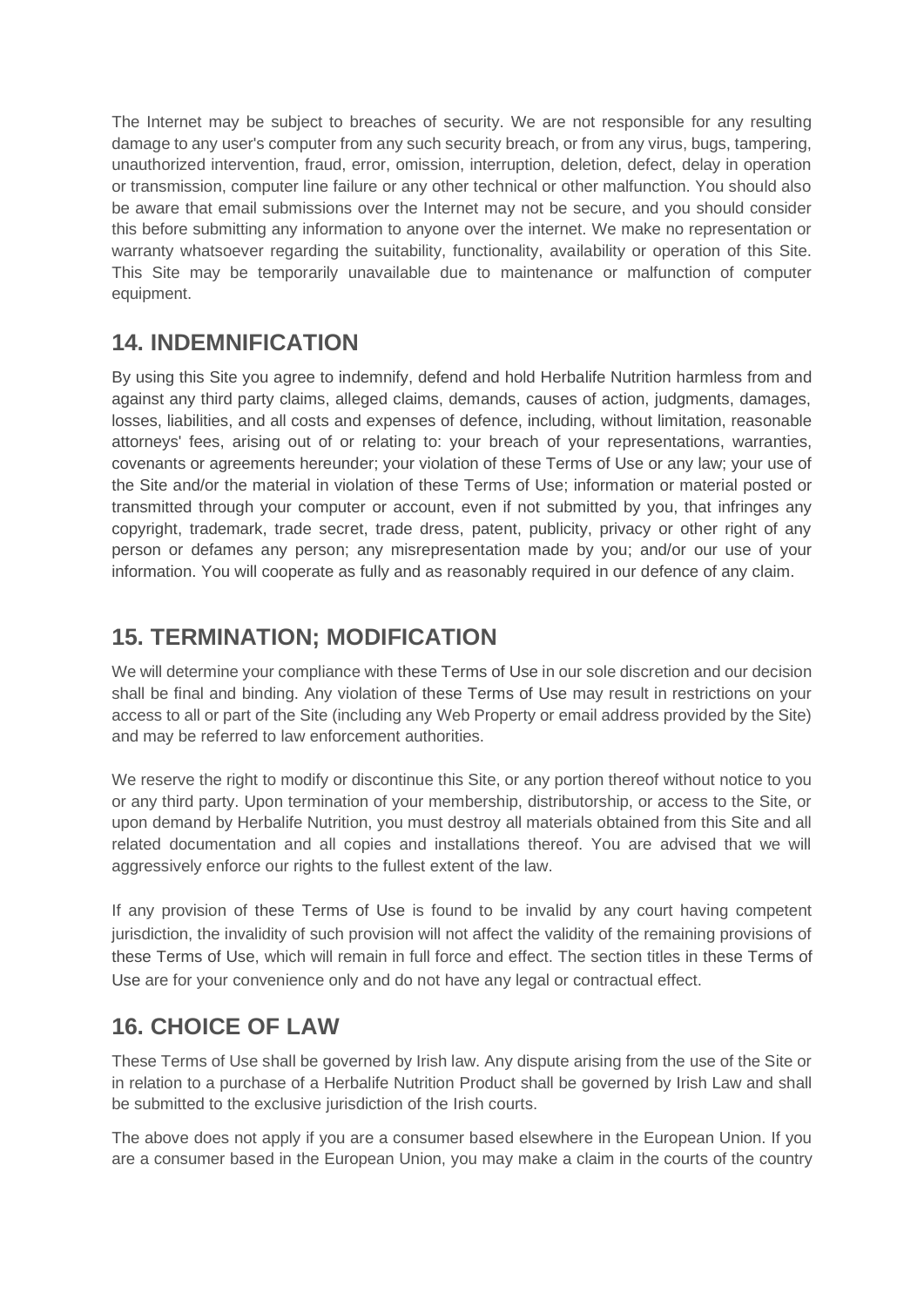The Internet may be subject to breaches of security. We are not responsible for any resulting damage to any user's computer from any such security breach, or from any virus, bugs, tampering, unauthorized intervention, fraud, error, omission, interruption, deletion, defect, delay in operation or transmission, computer line failure or any other technical or other malfunction. You should also be aware that email submissions over the Internet may not be secure, and you should consider this before submitting any information to anyone over the internet. We make no representation or warranty whatsoever regarding the suitability, functionality, availability or operation of this Site. This Site may be temporarily unavailable due to maintenance or malfunction of computer equipment.

## 14. INDEMNIFICATION

By using this Site you agree to indemnify, defend and hold Herbalife Nutrition harmless from and against any third party claims, alleged claims, demands, causes of action, judgments, damages, losses, liabilities, and all costs and expenses of defence, including, without limitation, reasonable attorneys' fees, arising out of or relating to: your breach of your representations, warranties, covenants or agreements hereunder; your violation of these Terms of Use or any law; your use of the Site and/or the material in violation of these Terms of Use; information or material posted or transmitted through your computer or account, even if not submitted by you, that infringes any copyright, trademark, trade secret, trade dress, patent, publicity, privacy or other right of any person or defames any person; any misrepresentation made by you; and/or our use of your information. You will cooperate as fully and as reasonably required in our defence of any claim.

## 15. TERMINATION; MODIFICATION

We will determine your compliance with these Terms of Use in our sole discretion and our decision shall be final and binding. Any violation of these Terms of Use may result in restrictions on your access to all or part of the Site (including any Web Property or email address provided by the Site) and may be referred to law enforcement authorities.

We reserve the right to modify or discontinue this Site, or any portion thereof without notice to you or any third party. Upon termination of your membership, distributorship, or access to the Site, or upon demand by Herbalife Nutrition, you must destroy all materials obtained from this Site and all related documentation and all copies and installations thereof. You are advised that we will aggressively enforce our rights to the fullest extent of the law.

If any provision of these Terms of Use is found to be invalid by any court having competent jurisdiction, the invalidity of such provision will not affect the validity of the remaining provisions of these Terms of Use, which will remain in full force and effect. The section titles in these Terms of Use are for your convenience only and do not have any legal or contractual effect.

## 16. CHOICE OF LAW

These Terms of Use shall be governed by Irish law. Any dispute arising from the use of the Site or in relation to a purchase of a Herbalife Nutrition Product shall be governed by Irish Law and shall be submitted to the exclusive jurisdiction of the Irish courts.

The above does not apply if you are a consumer based elsewhere in the European Union. If you are a consumer based in the European Union, you may make a claim in the courts of the country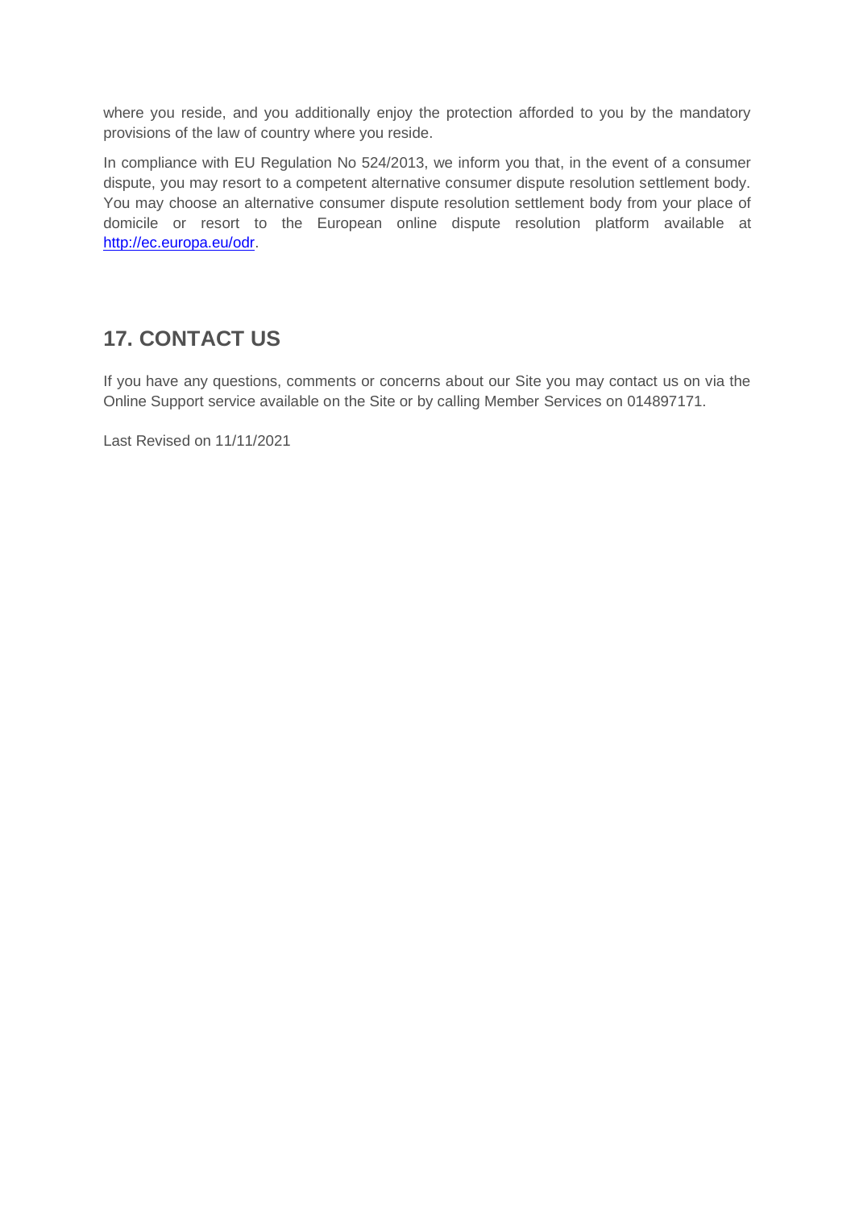where you reside, and you additionally enjoy the protection afforded to you by the mandatory provisions of the law of country where you reside.

In compliance with EU Regulation No 524/2013, we inform you that, in the event of a consumer dispute, you may resort to a competent alternative consumer dispute resolution settlement body. You may choose an alternative consumer dispute resolution settlement body from your place of domicile or resort to the European online dispute resolution platform available at [http://ec.europa.eu/odr](http://ec.europa.eu/odr).

## 17. CONTACT US

If you have any questions, comments or concerns about our Site you may contact us on via the Online Support service available on the Site or by calling Member Services on 014897171.

Last Revised on 11/11/2021